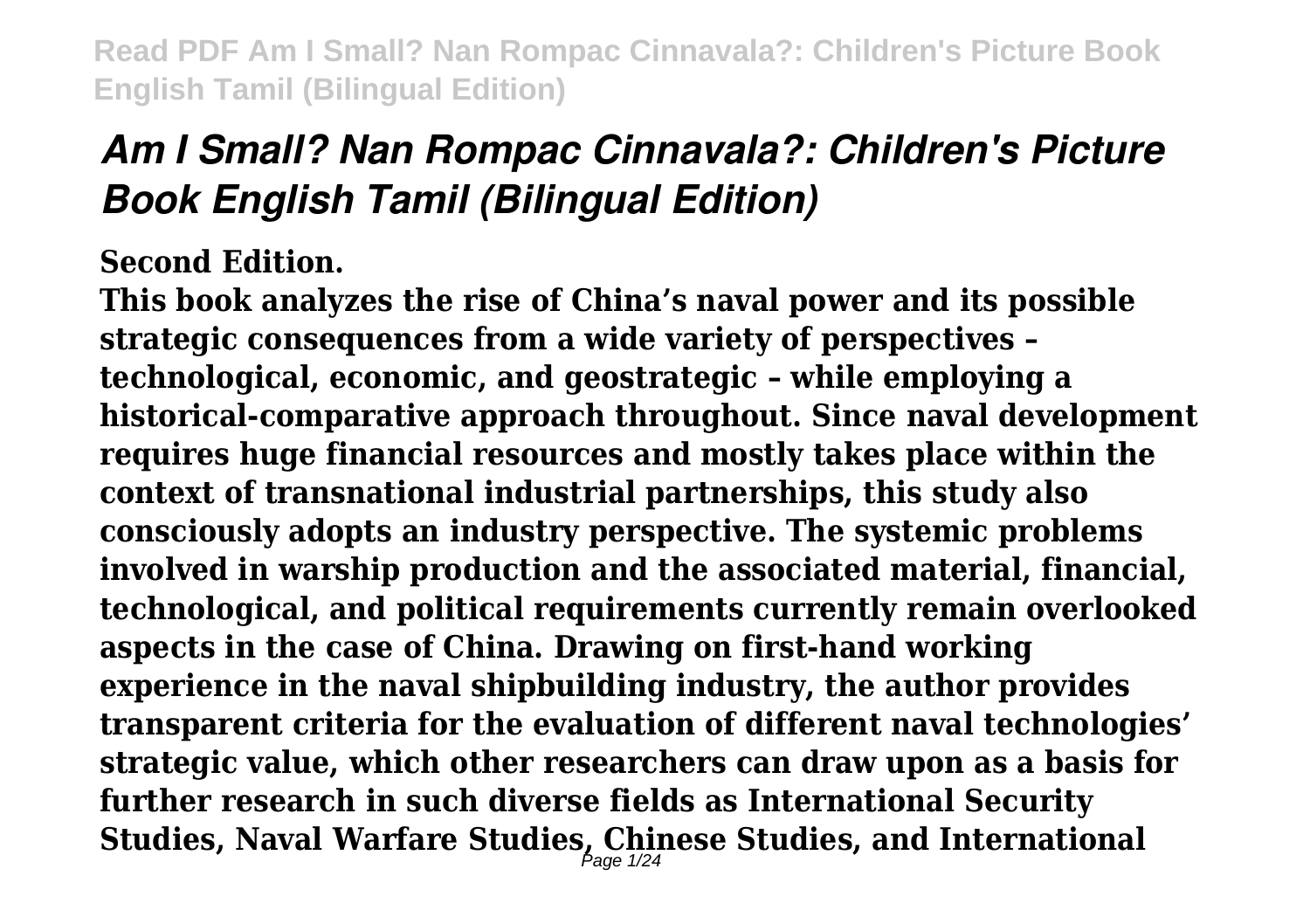# *Am I Small? Nan Rompac Cinnavala?: Children's Picture Book English Tamil (Bilingual Edition)*

**Second Edition.**

**This book analyzes the rise of China's naval power and its possible strategic consequences from a wide variety of perspectives – technological, economic, and geostrategic – while employing a historical-comparative approach throughout. Since naval development requires huge financial resources and mostly takes place within the context of transnational industrial partnerships, this study also consciously adopts an industry perspective. The systemic problems involved in warship production and the associated material, financial, technological, and political requirements currently remain overlooked aspects in the case of China. Drawing on first-hand working experience in the naval shipbuilding industry, the author provides transparent criteria for the evaluation of different naval technologies' strategic value, which other researchers can draw upon as a basis for further research in such diverse fields as International Security Studies, Naval Warfare Studies, Chinese Studies, and International**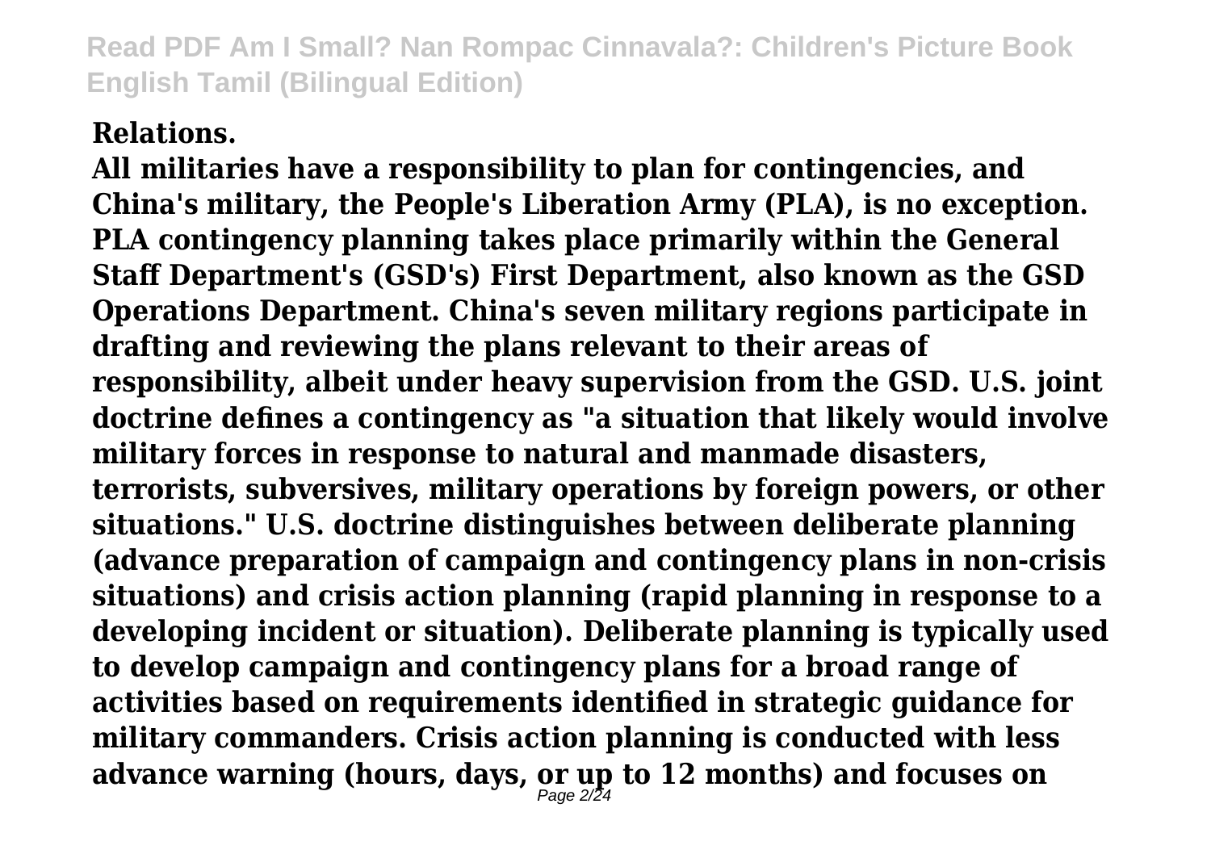**Relations.**

**All militaries have a responsibility to plan for contingencies, and China's military, the People's Liberation Army (PLA), is no exception. PLA contingency planning takes place primarily within the General Staff Department's (GSD's) First Department, also known as the GSD Operations Department. China's seven military regions participate in drafting and reviewing the plans relevant to their areas of responsibility, albeit under heavy supervision from the GSD. U.S. joint doctrine defines a contingency as "a situation that likely would involve military forces in response to natural and manmade disasters, terrorists, subversives, military operations by foreign powers, or other situations." U.S. doctrine distinguishes between deliberate planning (advance preparation of campaign and contingency plans in non-crisis situations) and crisis action planning (rapid planning in response to a developing incident or situation). Deliberate planning is typically used to develop campaign and contingency plans for a broad range of activities based on requirements identified in strategic guidance for military commanders. Crisis action planning is conducted with less advance warning (hours, days, or up to 12 months) and focuses on**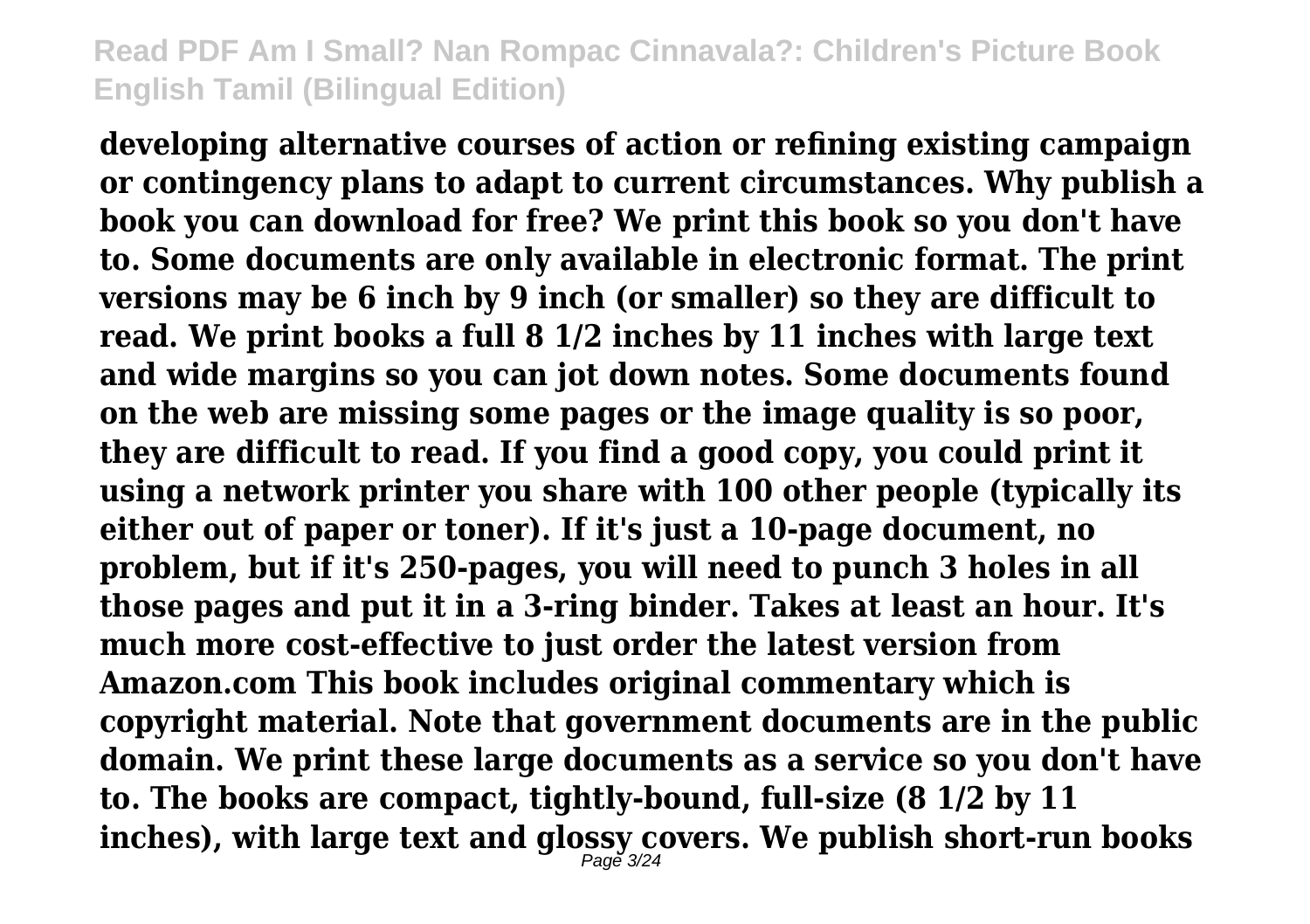**developing alternative courses of action or refining existing campaign or contingency plans to adapt to current circumstances. Why publish a book you can download for free? We print this book so you don't have to. Some documents are only available in electronic format. The print versions may be 6 inch by 9 inch (or smaller) so they are difficult to read. We print books a full 8 1/2 inches by 11 inches with large text and wide margins so you can jot down notes. Some documents found on the web are missing some pages or the image quality is so poor, they are difficult to read. If you find a good copy, you could print it using a network printer you share with 100 other people (typically its either out of paper or toner). If it's just a 10-page document, no problem, but if it's 250-pages, you will need to punch 3 holes in all those pages and put it in a 3-ring binder. Takes at least an hour. It's much more cost-effective to just order the latest version from Amazon.com This book includes original commentary which is copyright material. Note that government documents are in the public domain. We print these large documents as a service so you don't have to. The books are compact, tightly-bound, full-size (8 1/2 by 11 inches), with large text and glossy covers. We publish short-run books**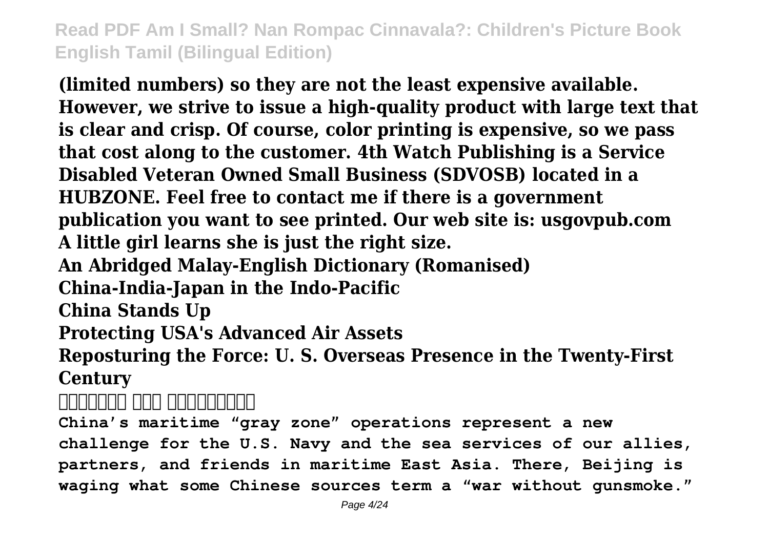**(limited numbers) so they are not the least expensive available. However, we strive to issue a high-quality product with large text that is clear and crisp. Of course, color printing is expensive, so we pass that cost along to the customer. 4th Watch Publishing is a Service Disabled Veteran Owned Small Business (SDVOSB) located in a HUBZONE. Feel free to contact me if there is a government publication you want to see printed. Our web site is: usgovpub.com**

**A little girl learns she is just the right size.**

**An Abridged Malay-English Dictionary (Romanised)**

**China-India-Japan in the Indo-Pacific**

**China Stands Up**

**Protecting USA's Advanced Air Assets**

**Reposturing the Force: U. S. Overseas Presence in the Twenty-First Century**

**China's maritime "gray zone" operations represent a new challenge for the U.S. Navy and the sea services of our allies, partners, and friends in maritime East Asia. There, Beijing is waging what some Chinese sources term a "war without gunsmoke."**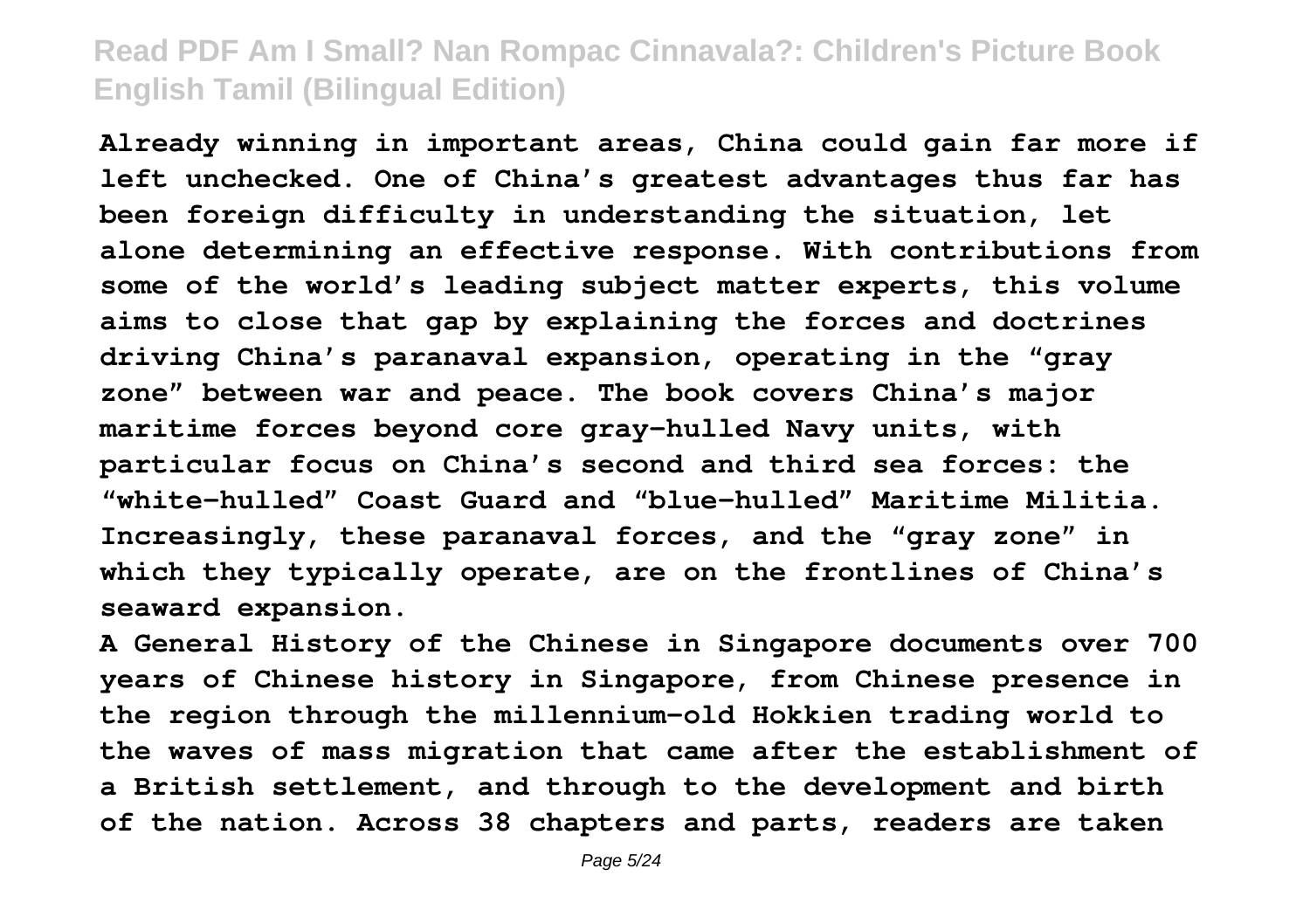**Already winning in important areas, China could gain far more if left unchecked. One of China's greatest advantages thus far has been foreign difficulty in understanding the situation, let alone determining an effective response. With contributions from some of the world's leading subject matter experts, this volume aims to close that gap by explaining the forces and doctrines driving China's paranaval expansion, operating in the "gray zone" between war and peace. The book covers China's major maritime forces beyond core gray-hulled Navy units, with particular focus on China's second and third sea forces: the "white-hulled" Coast Guard and "blue-hulled" Maritime Militia. Increasingly, these paranaval forces, and the "gray zone" in which they typically operate, are on the frontlines of China's seaward expansion.**

**A General History of the Chinese in Singapore documents over 700 years of Chinese history in Singapore, from Chinese presence in the region through the millennium-old Hokkien trading world to the waves of mass migration that came after the establishment of a British settlement, and through to the development and birth of the nation. Across 38 chapters and parts, readers are taken**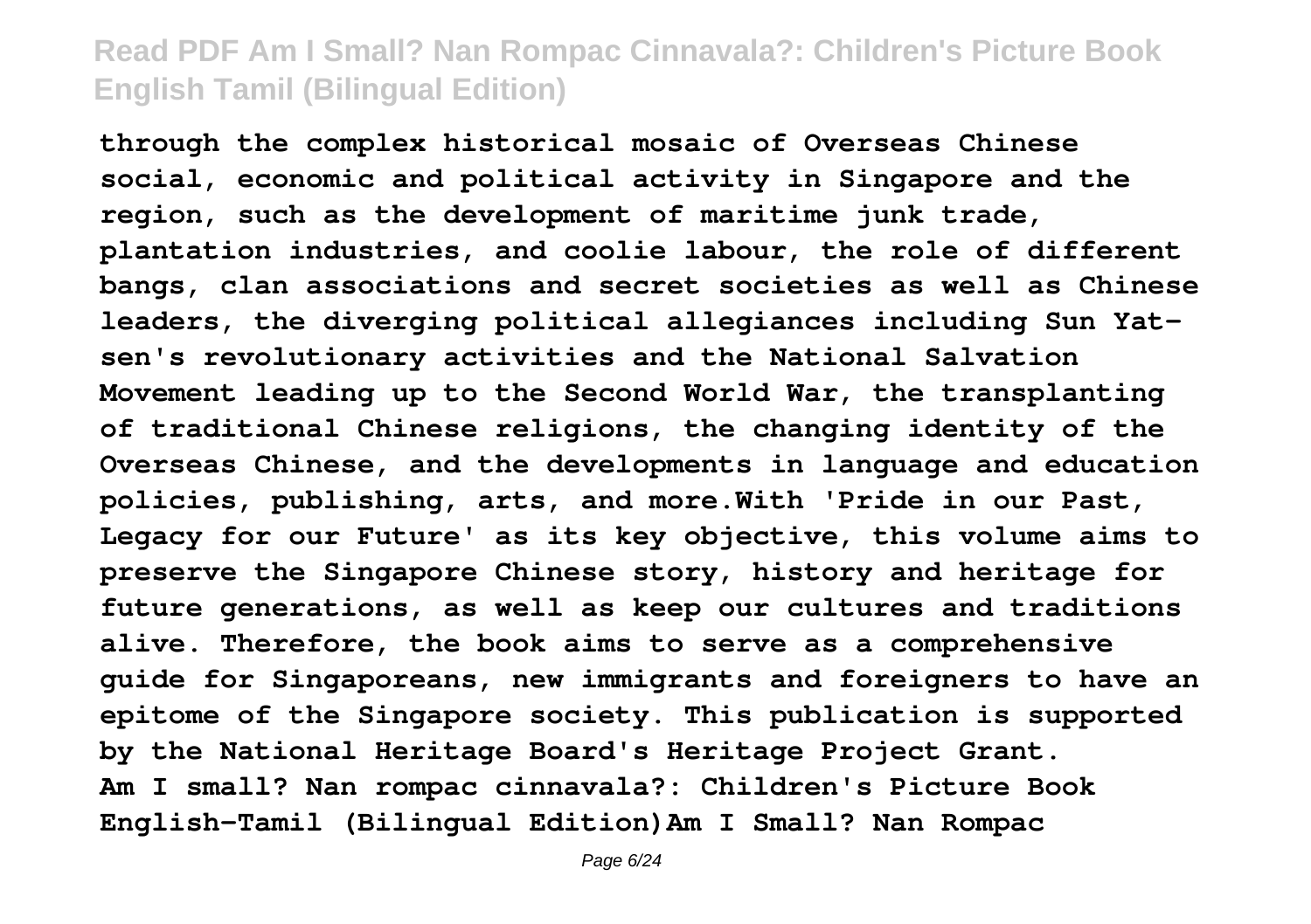through the complex historical mosaic of Overseas Chinese social, economic and political activity in Singapore and the region, such as the development of maritime junk trade, plantation industries, and coolie labour, the role of different bangs, clan associations and secret societies as well as Chinese leaders, the diverging political allegiances including Sun Yat-sen's revolutionary activities and the National Salvation Movement leading up to the Second World War, the transplanting of traditional Chinese religions, the changing identity of the Overseas Chinese, and the developments in language and education policies, publishing, arts, and more.With 'Pride in our Past, Legacy for our Future' as its key objective, this volume aims to preserve the Singapore Chinese story, history and heritage for future generations, as well as keep our cultures and traditions alive. Therefore, the book aims to serve as a comprehensive guide for Singaporeans, new immigrants and foreigners to have an epitome of the Singapore society. This publication is supported by the National Heritage Board's Heritage Project Grant.

**Am I small? Nan rompac cinnavala?: Children's Picture Book English-Tamil (Bilingual Edition)Am I Small? Nan Rompac**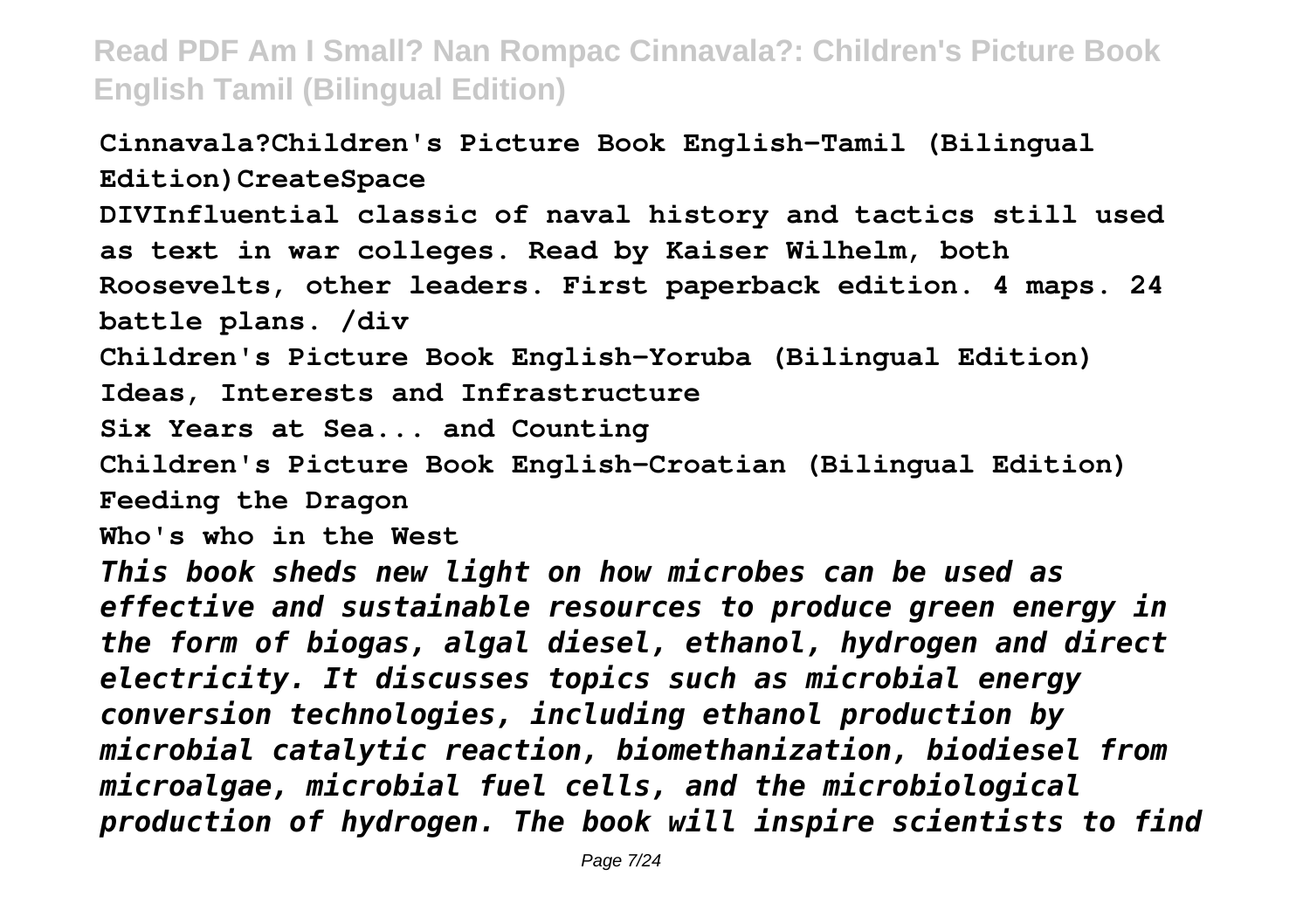**Cinnavala?Children's Picture Book English-Tamil (Bilingual Edition)CreateSpace**

**DIVInfluential classic of naval history and tactics still used as text in war colleges. Read by Kaiser Wilhelm, both Roosevelts, other leaders. First paperback edition. 4 maps. 24 battle plans. /div**

**Children's Picture Book English-Yoruba (Bilingual Edition)**

**Ideas, Interests and Infrastructure**

**Six Years at Sea... and Counting**

**Children's Picture Book English-Croatian (Bilingual Edition)**

**Feeding the Dragon**

**Who's who in the West**

***This book sheds new light on how microbes can be used as effective and sustainable resources to produce green energy in the form of biogas, algal diesel, ethanol, hydrogen and direct electricity. It discusses topics such as microbial energy conversion technologies, including ethanol production by microbial catalytic reaction, biomethanization, biodiesel from microalgae, microbial fuel cells, and the microbiological production of hydrogen. The book will inspire scientists to find***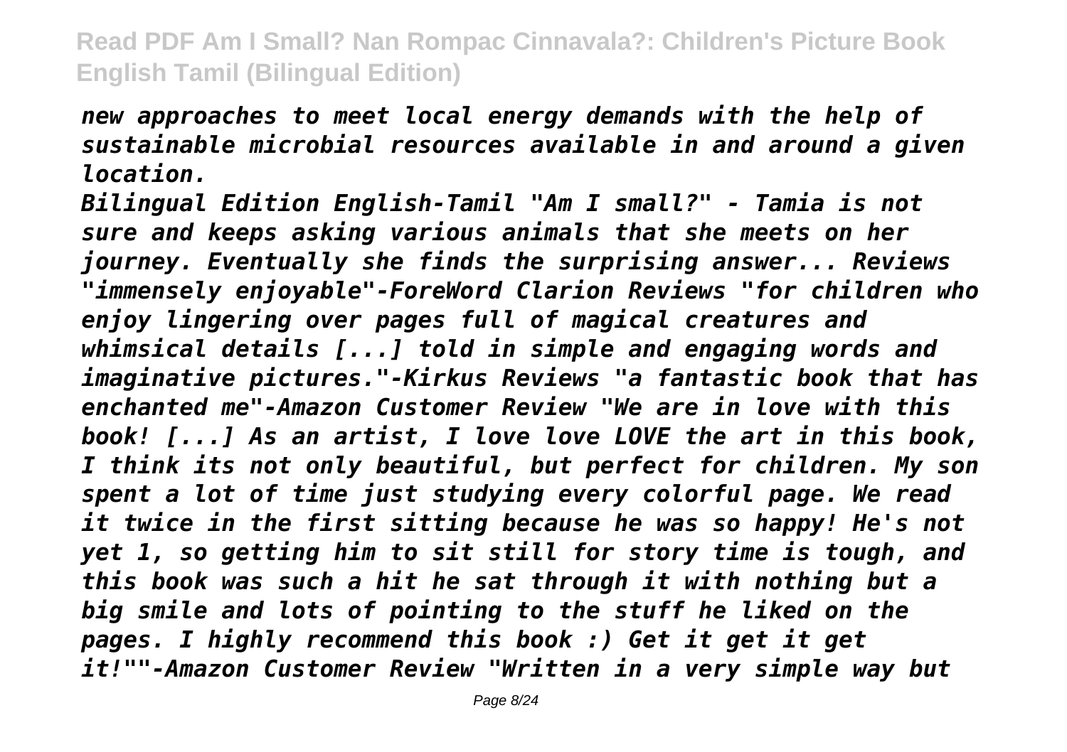*new approaches to meet local energy demands with the help of sustainable microbial resources available in and around a given location.*

*Bilingual Edition English-Tamil "Am I small?" - Tamia is not sure and keeps asking various animals that she meets on her journey. Eventually she finds the surprising answer... Reviews "immensely enjoyable"-ForeWord Clarion Reviews "for children who enjoy lingering over pages full of magical creatures and whimsical details [...] told in simple and engaging words and imaginative pictures."-Kirkus Reviews "a fantastic book that has enchanted me"-Amazon Customer Review "We are in love with this book! [...] As an artist, I love love LOVE the art in this book, I think its not only beautiful, but perfect for children. My son spent a lot of time just studying every colorful page. We read it twice in the first sitting because he was so happy! He's not yet 1, so getting him to sit still for story time is tough, and this book was such a hit he sat through it with nothing but a big smile and lots of pointing to the stuff he liked on the pages. I highly recommend this book :) Get it get it get it!""-Amazon Customer Review "Written in a very simple way but*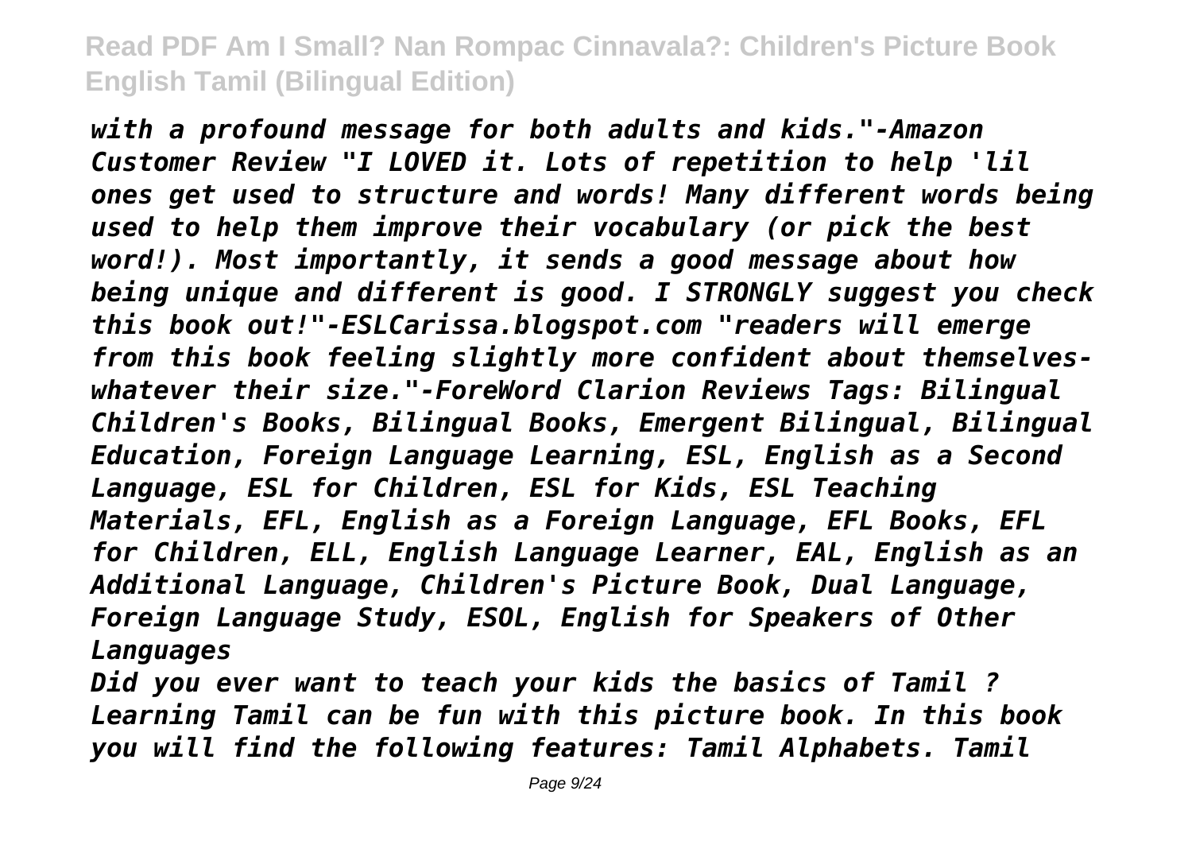*with a profound message for both adults and kids."-Amazon Customer Review "I LOVED it. Lots of repetition to help 'lil ones get used to structure and words! Many different words being used to help them improve their vocabulary (or pick the best word!). Most importantly, it sends a good message about how being unique and different is good. I STRONGLY suggest you check this book out!"-ESLCarissa.blogspot.com "readers will emerge from this book feeling slightly more confident about themselves-whatever their size."-ForeWord Clarion Reviews Tags: Bilingual Children's Books, Bilingual Books, Emergent Bilingual, Bilingual Education, Foreign Language Learning, ESL, English as a Second Language, ESL for Children, ESL for Kids, ESL Teaching Materials, EFL, English as a Foreign Language, EFL Books, EFL for Children, ELL, English Language Learner, EAL, English as an Additional Language, Children's Picture Book, Dual Language, Foreign Language Study, ESOL, English for Speakers of Other Languages*

*Did you ever want to teach your kids the basics of Tamil ? Learning Tamil can be fun with this picture book. In this book you will find the following features: Tamil Alphabets. Tamil*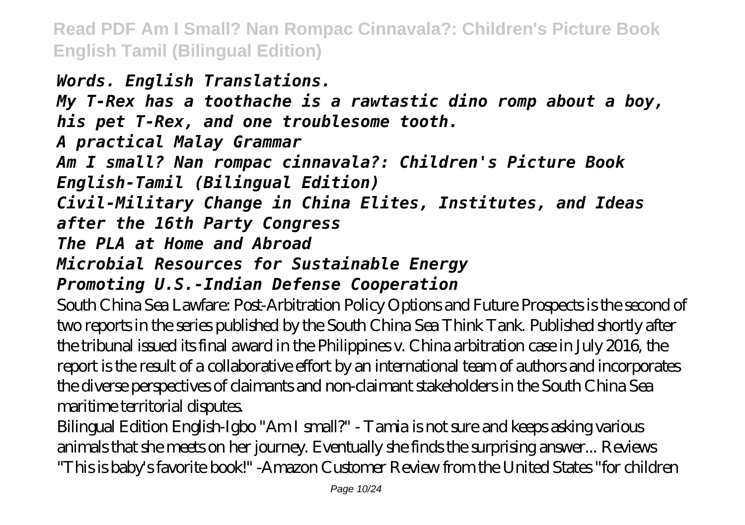*Words. English Translations.*

*My T-Rex has a toothache is a rawtastic dino romp about a boy, his pet T-Rex, and one troublesome tooth.*

*A practical Malay Grammar*

*Am I small? Nan rompac cinnavala?: Children's Picture Book English-Tamil (Bilingual Edition)*

*Civil-Military Change in China Elites, Institutes, and Ideas after the 16th Party Congress*

*The PLA at Home and Abroad*

*Microbial Resources for Sustainable Energy*

*Promoting U.S.-Indian Defense Cooperation*

South China Sea Lawfare: Post-Arbitration Policy Options and Future Prospects is the second of two reports in the series published by the South China Sea Think Tank. Published shortly after the tribunal issued its final award in the Philippines v. China arbitration case in July 2016, the report is the result of a collaborative effort by an international team of authors and incorporates the diverse perspectives of claimants and non-claimant stakeholders in the South China Sea maritime territorial disputes.

Bilingual Edition English-Igbo "Am I small?" - Tamia is not sure and keeps asking various animals that she meets on her journey. Eventually she finds the surprising answer... Reviews "This is baby's favorite book!" -Amazon Customer Review from the United States "for children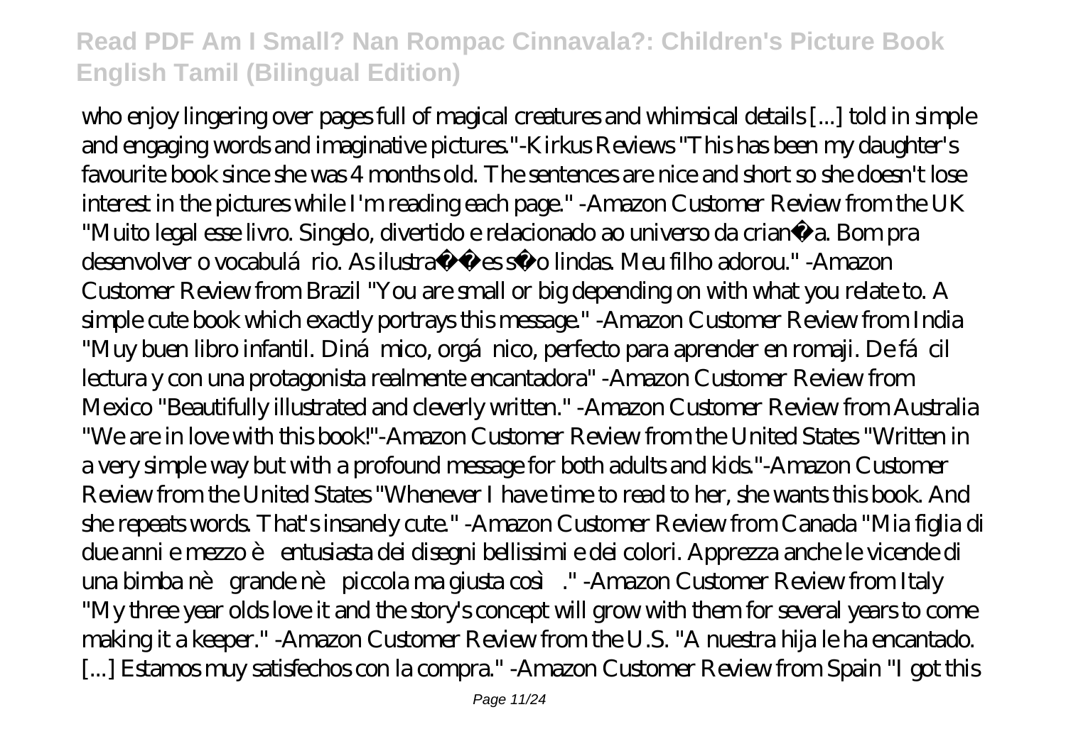who enjoy lingering over pages full of magical creatures and whimsical details [...] told in simple and engaging words and imaginative pictures."-Kirkus Reviews "This has been my daughter's favourite book since she was 4 months old. The sentences are nice and short so she doesn't lose interest in the pictures while I'm reading each page." -Amazon Customer Review from the UK "Muito legal esse livro. Singelo, divertido e relacionado ao universo da criança. Bom pra desenvolver o vocabulário. As ilustrações são lindas. Meu filho adorou." -Amazon Customer Review from Brazil "You are small or big depending on with what you relate to. A simple cute book which exactly portrays this message." -Amazon Customer Review from India "Muy buen libro infantil. Dinámico, orgánico, perfecto para aprender en romaji. De fácil lectura y con una protagonista realmente encantadora" -Amazon Customer Review from Mexico "Beautifully illustrated and cleverly written." -Amazon Customer Review from Australia "We are in love with this book!"-Amazon Customer Review from the United States "Written in a very simple way but with a profound message for both adults and kids."-Amazon Customer Review from the United States "Whenever I have time to read to her, she wants this book. And she repeats words. That's insanely cute." -Amazon Customer Review from Canada "Mia figlia di due anni e mezzo è entusiasta dei disegni bellissimi e dei colori. Apprezza anche le vicende di una bimba nè grande nè piccola ma giusta così." -Amazon Customer Review from Italy "My three year olds love it and the story's concept will grow with them for several years to come making it a keeper." -Amazon Customer Review from the U.S. "A nuestra hija le ha encantado. [...] Estamos muy satisfechos con la compra." -Amazon Customer Review from Spain "I got this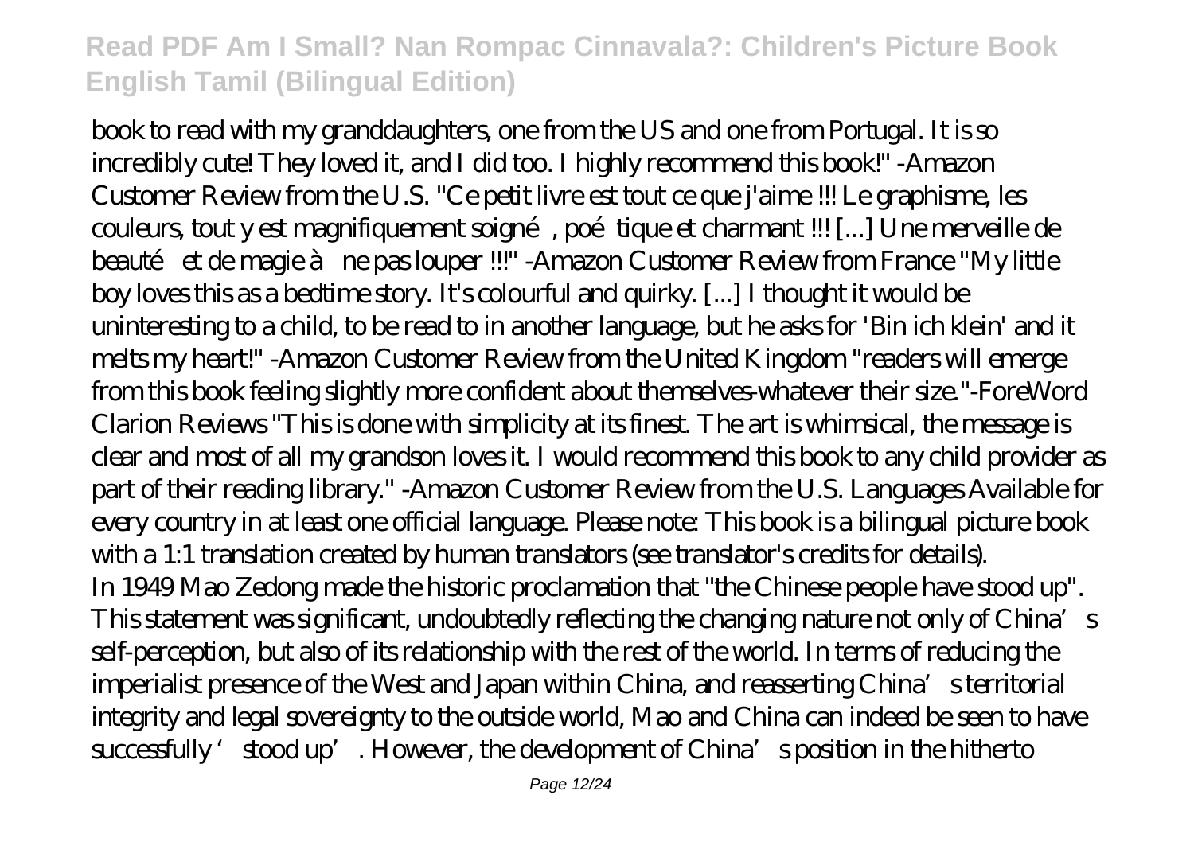book to read with my granddaughters, one from the US and one from Portugal. It is so incredibly cute! They loved it, and I did too. I highly recommend this book!" -Amazon Customer Review from the U.S. "Ce petit livre est tout ce que j'aime !!! Le graphisme, les couleurs, tout y est magnifiquement soigné, poétique et charmant !!! [...] Une merveille de beauté et de magie à ne pas louper !!!" -Amazon Customer Review from France "My little boy loves this as a bedtime story. It's colourful and quirky. [...] I thought it would be uninteresting to a child, to be read to in another language, but he asks for 'Bin ich klein' and it melts my heart!" -Amazon Customer Review from the United Kingdom "readers will emerge from this book feeling slightly more confident about themselves-whatever their size."-ForeWord Clarion Reviews "This is done with simplicity at its finest. The art is whimsical, the message is clear and most of all my grandson loves it. I would recommend this book to any child provider as part of their reading library." -Amazon Customer Review from the U.S. Languages Available for every country in at least one official language. Please note: This book is a bilingual picture book with a 1:1 translation created by human translators (see translator's credits for details).

In 1949 Mao Zedong made the historic proclamation that "the Chinese people have stood up". This statement was significant, undoubtedly reflecting the changing nature not only of China's self-perception, but also of its relationship with the rest of the world. In terms of reducing the imperialist presence of the West and Japan within China, and reasserting China's territorial integrity and legal sovereignty to the outside world, Mao and China can indeed be seen to have successfully 'stood up'. However, the development of China's position in the hitherto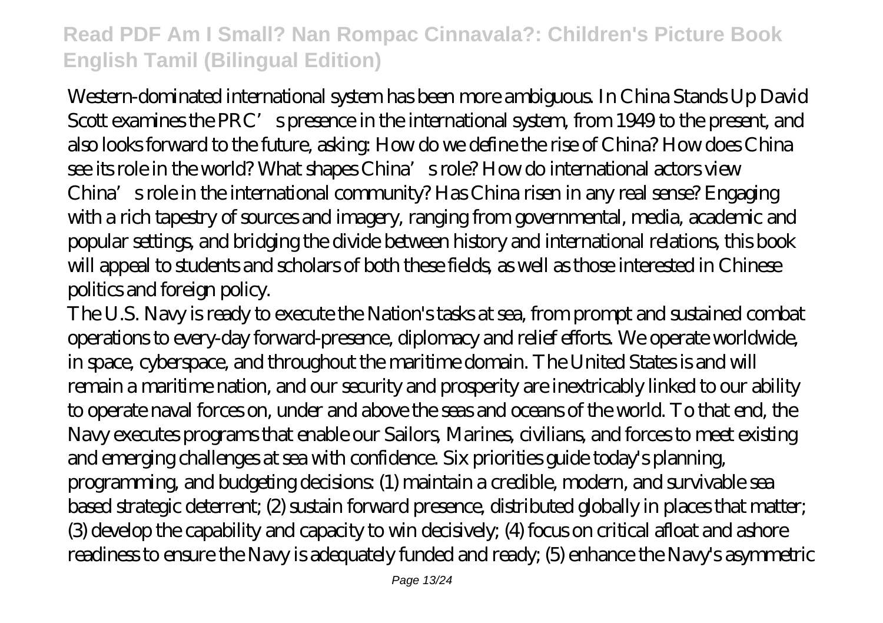Western-dominated international system has been more ambiguous. In China Stands Up David Scott examines the PRC's presence in the international system, from 1949 to the present, and also looks forward to the future, asking: How do we define the rise of China? How does China see its role in the world? What shapes China's role? How do international actors view China's role in the international community? Has China risen in any real sense? Engaging with a rich tapestry of sources and imagery, ranging from governmental, media, academic and popular settings, and bridging the divide between history and international relations, this book will appeal to students and scholars of both these fields, as well as those interested in Chinese politics and foreign policy.

The U.S. Navy is ready to execute the Nation's tasks at sea, from prompt and sustained combat operations to every-day forward-presence, diplomacy and relief efforts. We operate worldwide, in space, cyberspace, and throughout the maritime domain. The United States is and will remain a maritime nation, and our security and prosperity are inextricably linked to our ability to operate naval forces on, under and above the seas and oceans of the world. To that end, the Navy executes programs that enable our Sailors, Marines, civilians, and forces to meet existing and emerging challenges at sea with confidence. Six priorities guide today's planning, programming, and budgeting decisions: (1) maintain a credible, modern, and survivable sea based strategic deterrent; (2) sustain forward presence, distributed globally in places that matter; (3) develop the capability and capacity to win decisively; (4) focus on critical afloat and ashore readiness to ensure the Navy is adequately funded and ready; (5) enhance the Navy's asymmetric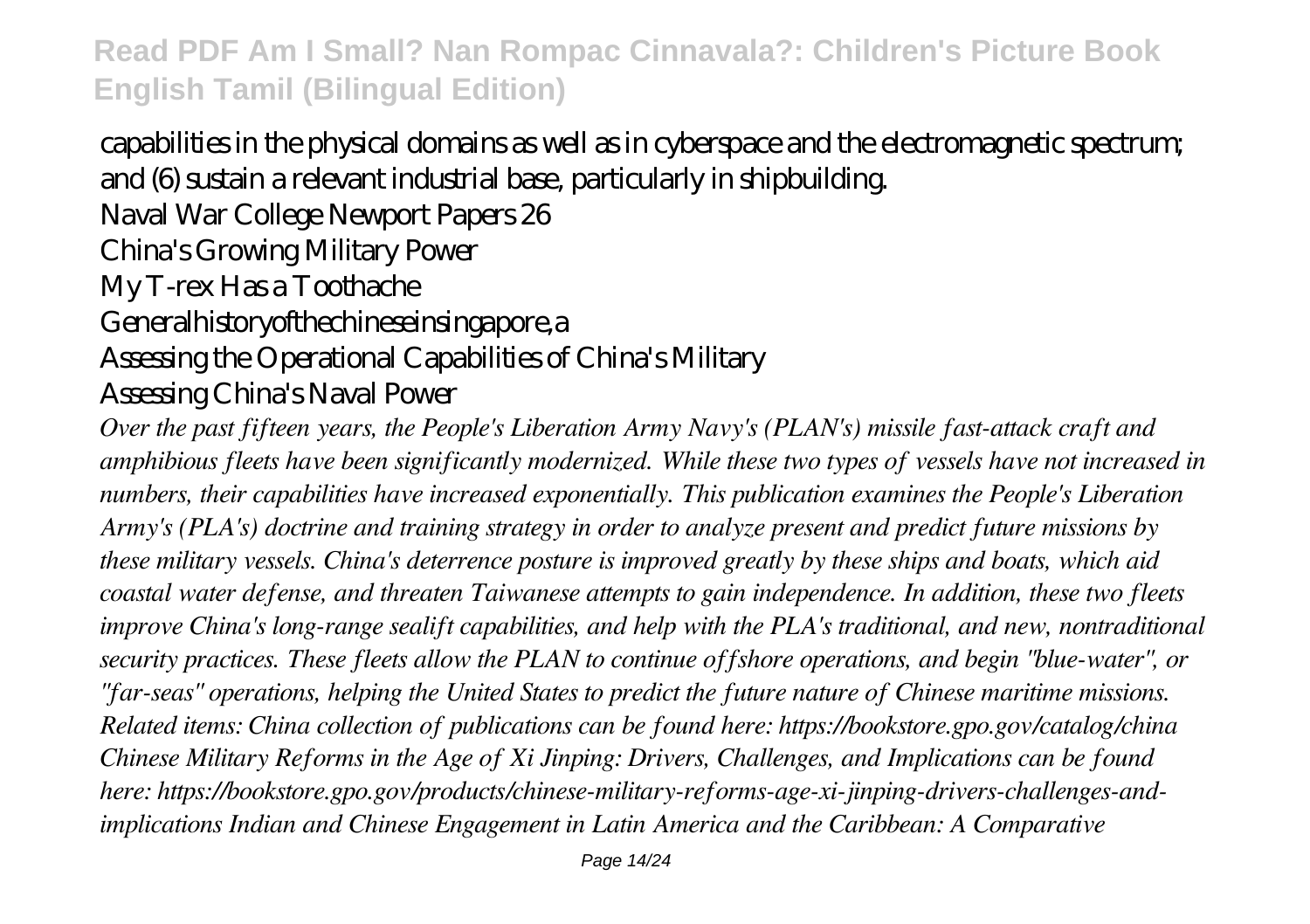capabilities in the physical domains as well as in cyberspace and the electromagnetic spectrum; and (6) sustain a relevant industrial base, particularly in shipbuilding.

Naval War College Newport Papers 26

China's Growing Military Power

My T-rex Has a Toothache

Generalhistoryofthechineseinsingapore,a

Assessing the Operational Capabilities of China's Military

Assessing China's Naval Power

*Over the past fifteen years, the People's Liberation Army Navy's (PLAN's) missile fast-attack craft and amphibious fleets have been significantly modernized. While these two types of vessels have not increased in numbers, their capabilities have increased exponentially. This publication examines the People's Liberation Army's (PLA's) doctrine and training strategy in order to analyze present and predict future missions by these military vessels. China's deterrence posture is improved greatly by these ships and boats, which aid coastal water defense, and threaten Taiwanese attempts to gain independence. In addition, these two fleets improve China's long-range sealift capabilities, and help with the PLA's traditional, and new, nontraditional security practices. These fleets allow the PLAN to continue offshore operations, and begin "blue-water", or "far-seas" operations, helping the United States to predict the future nature of Chinese maritime missions. Related items: China collection of publications can be found here: https://bookstore.gpo.gov/catalog/china Chinese Military Reforms in the Age of Xi Jinping: Drivers, Challenges, and Implications can be found here: https://bookstore.gpo.gov/products/chinese-military-reforms-age-xi-jinping-drivers-challenges-and-implications Indian and Chinese Engagement in Latin America and the Caribbean: A Comparative*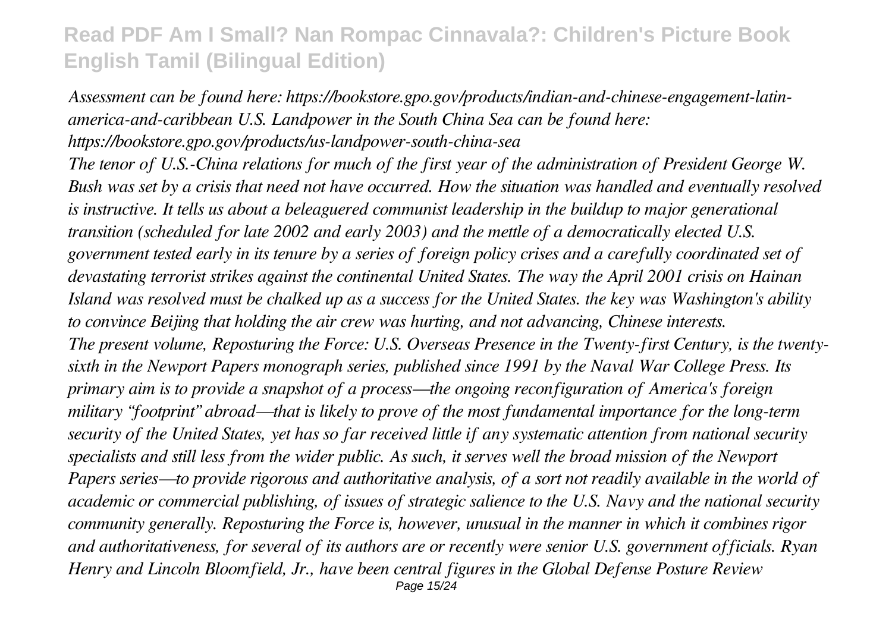*Assessment can be found here: https://bookstore.gpo.gov/products/indian-and-chinese-engagement-latin-america-and-caribbean U.S. Landpower in the South China Sea can be found here: https://bookstore.gpo.gov/products/us-landpower-south-china-sea*

*The tenor of U.S.-China relations for much of the first year of the administration of President George W. Bush was set by a crisis that need not have occurred. How the situation was handled and eventually resolved is instructive. It tells us about a beleaguered communist leadership in the buildup to major generational transition (scheduled for late 2002 and early 2003) and the mettle of a democratically elected U.S. government tested early in its tenure by a series of foreign policy crises and a carefully coordinated set of devastating terrorist strikes against the continental United States. The way the April 2001 crisis on Hainan Island was resolved must be chalked up as a success for the United States. the key was Washington's ability to convince Beijing that holding the air crew was hurting, and not advancing, Chinese interests.*

*The present volume, Reposturing the Force: U.S. Overseas Presence in the Twenty-first Century, is the twenty-sixth in the Newport Papers monograph series, published since 1991 by the Naval War College Press. Its primary aim is to provide a snapshot of a process—the ongoing reconfiguration of America's foreign military "footprint" abroad—that is likely to prove of the most fundamental importance for the long-term security of the United States, yet has so far received little if any systematic attention from national security specialists and still less from the wider public. As such, it serves well the broad mission of the Newport Papers series—to provide rigorous and authoritative analysis, of a sort not readily available in the world of academic or commercial publishing, of issues of strategic salience to the U.S. Navy and the national security community generally. Reposturing the Force is, however, unusual in the manner in which it combines rigor and authoritativeness, for several of its authors are or recently were senior U.S. government officials. Ryan Henry and Lincoln Bloomfield, Jr., have been central figures in the Global Defense Posture Review*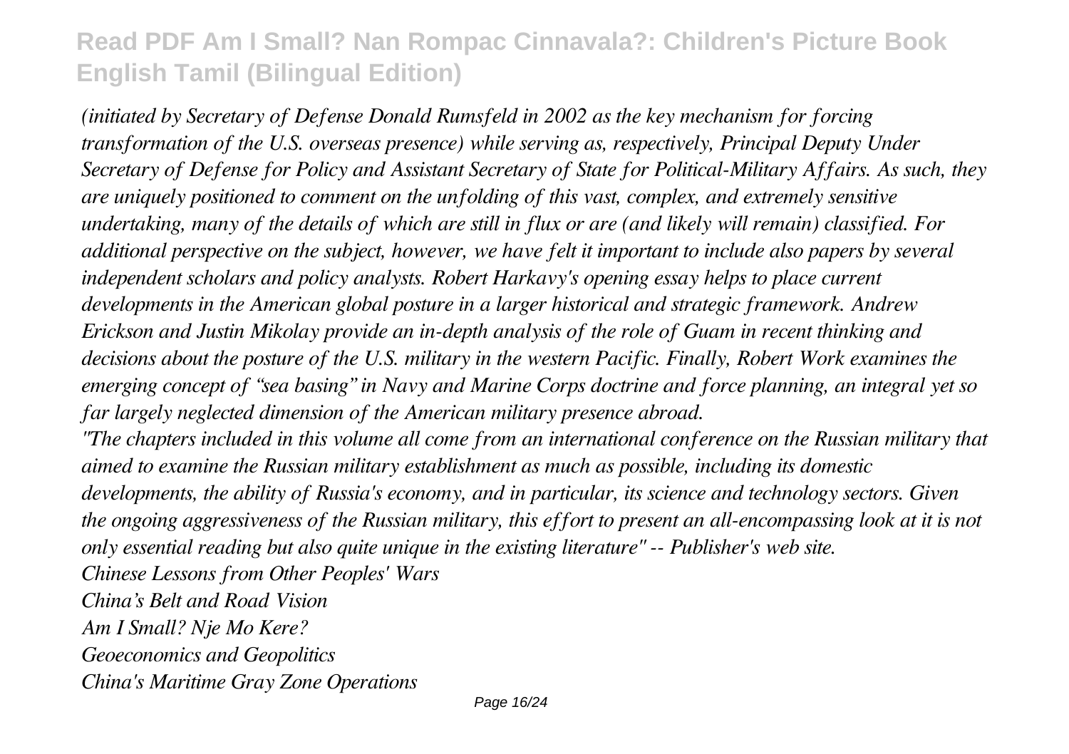*(initiated by Secretary of Defense Donald Rumsfeld in 2002 as the key mechanism for forcing transformation of the U.S. overseas presence) while serving as, respectively, Principal Deputy Under Secretary of Defense for Policy and Assistant Secretary of State for Political-Military Affairs. As such, they are uniquely positioned to comment on the unfolding of this vast, complex, and extremely sensitive undertaking, many of the details of which are still in flux or are (and likely will remain) classified. For additional perspective on the subject, however, we have felt it important to include also papers by several independent scholars and policy analysts. Robert Harkavy's opening essay helps to place current developments in the American global posture in a larger historical and strategic framework. Andrew Erickson and Justin Mikolay provide an in-depth analysis of the role of Guam in recent thinking and decisions about the posture of the U.S. military in the western Pacific. Finally, Robert Work examines the emerging concept of "sea basing" in Navy and Marine Corps doctrine and force planning, an integral yet so far largely neglected dimension of the American military presence abroad.*

*"The chapters included in this volume all come from an international conference on the Russian military that aimed to examine the Russian military establishment as much as possible, including its domestic developments, the ability of Russia's economy, and in particular, its science and technology sectors. Given the ongoing aggressiveness of the Russian military, this effort to present an all-encompassing look at it is not only essential reading but also quite unique in the existing literature" -- Publisher's web site.*

*Chinese Lessons from Other Peoples' Wars*

*China's Belt and Road Vision*

*Am I Small? Nje Mo Kere?*

*Geoeconomics and Geopolitics*

*China's Maritime Gray Zone Operations*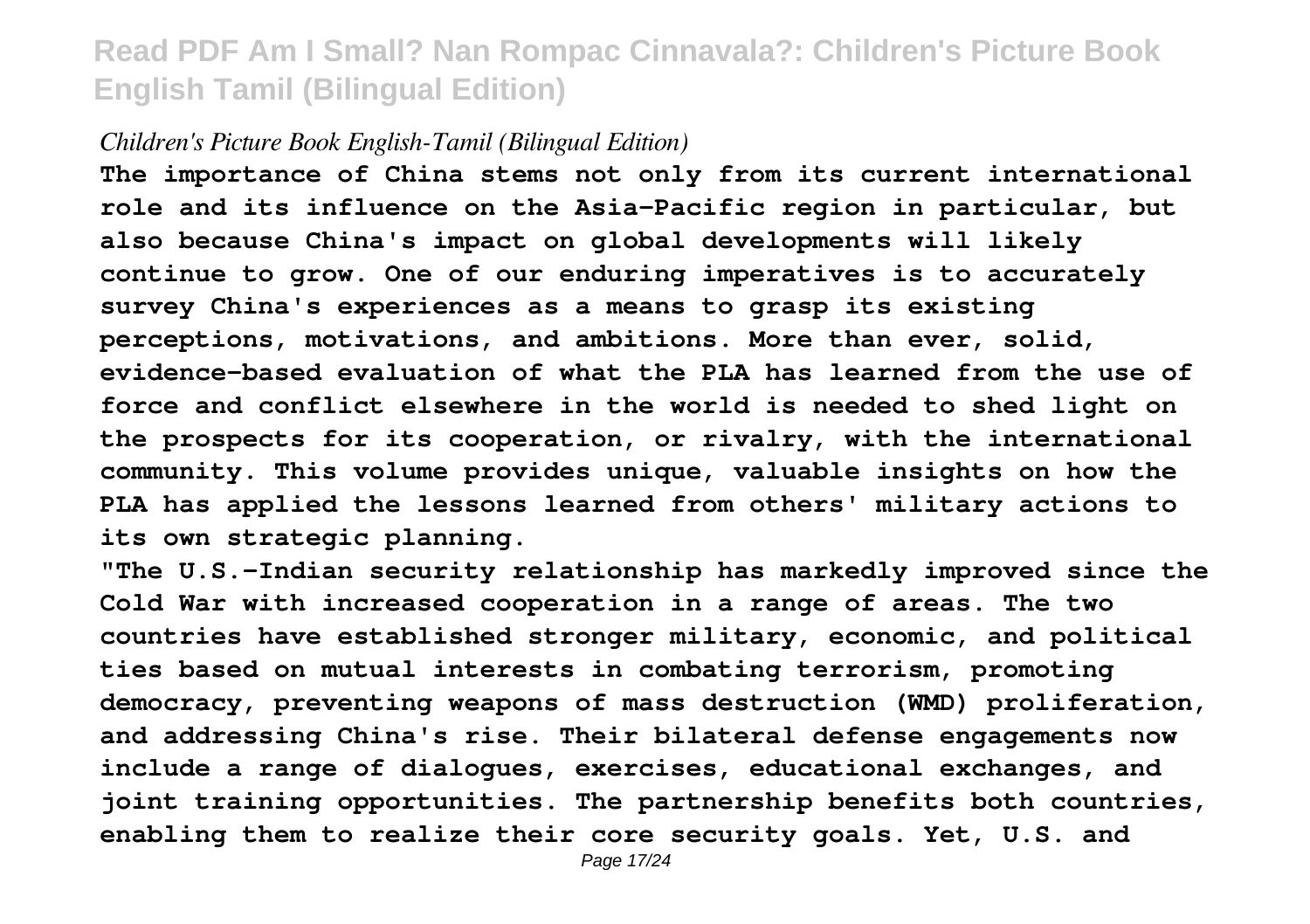*Children's Picture Book English-Tamil (Bilingual Edition)*

**The importance of China stems not only from its current international role and its influence on the Asia-Pacific region in particular, but also because China's impact on global developments will likely continue to grow. One of our enduring imperatives is to accurately survey China's experiences as a means to grasp its existing perceptions, motivations, and ambitions. More than ever, solid, evidence-based evaluation of what the PLA has learned from the use of force and conflict elsewhere in the world is needed to shed light on the prospects for its cooperation, or rivalry, with the international community. This volume provides unique, valuable insights on how the PLA has applied the lessons learned from others' military actions to its own strategic planning.**

**"The U.S.-Indian security relationship has markedly improved since the Cold War with increased cooperation in a range of areas. The two countries have established stronger military, economic, and political ties based on mutual interests in combating terrorism, promoting democracy, preventing weapons of mass destruction (WMD) proliferation, and addressing China's rise. Their bilateral defense engagements now include a range of dialogues, exercises, educational exchanges, and joint training opportunities. The partnership benefits both countries, enabling them to realize their core security goals. Yet, U.S. and**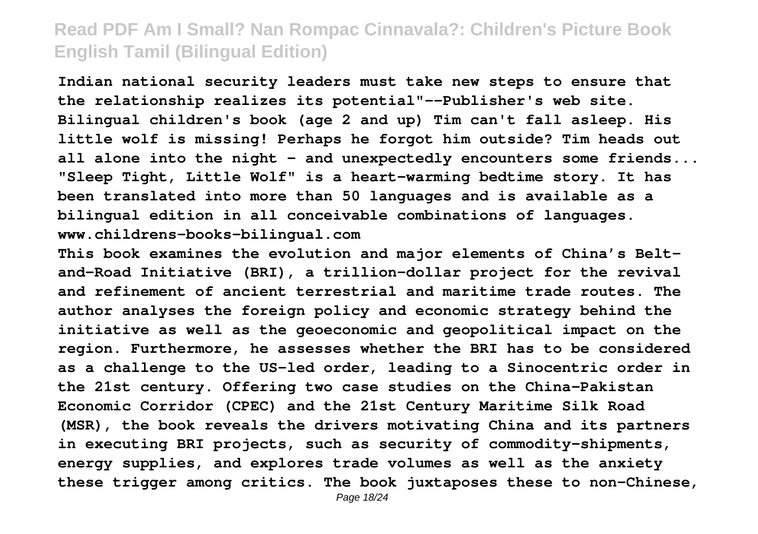Indian national security leaders must take new steps to ensure that the relationship realizes its potential"--Publisher's web site.

Bilingual children's book (age 2 and up) Tim can't fall asleep. His little wolf is missing! Perhaps he forgot him outside? Tim heads out all alone into the night - and unexpectedly encounters some friends... "Sleep Tight, Little Wolf" is a heart-warming bedtime story. It has been translated into more than 50 languages and is available as a bilingual edition in all conceivable combinations of languages. www.childrens-books-bilingual.com

This book examines the evolution and major elements of China's Belt-and-Road Initiative (BRI), a trillion-dollar project for the revival and refinement of ancient terrestrial and maritime trade routes. The author analyses the foreign policy and economic strategy behind the initiative as well as the geoeconomic and geopolitical impact on the region. Furthermore, he assesses whether the BRI has to be considered as a challenge to the US-led order, leading to a Sinocentric order in the 21st century. Offering two case studies on the China-Pakistan Economic Corridor (CPEC) and the 21st Century Maritime Silk Road (MSR), the book reveals the drivers motivating China and its partners in executing BRI projects, such as security of commodity-shipments, energy supplies, and explores trade volumes as well as the anxiety these trigger among critics. The book juxtaposes these to non-Chinese,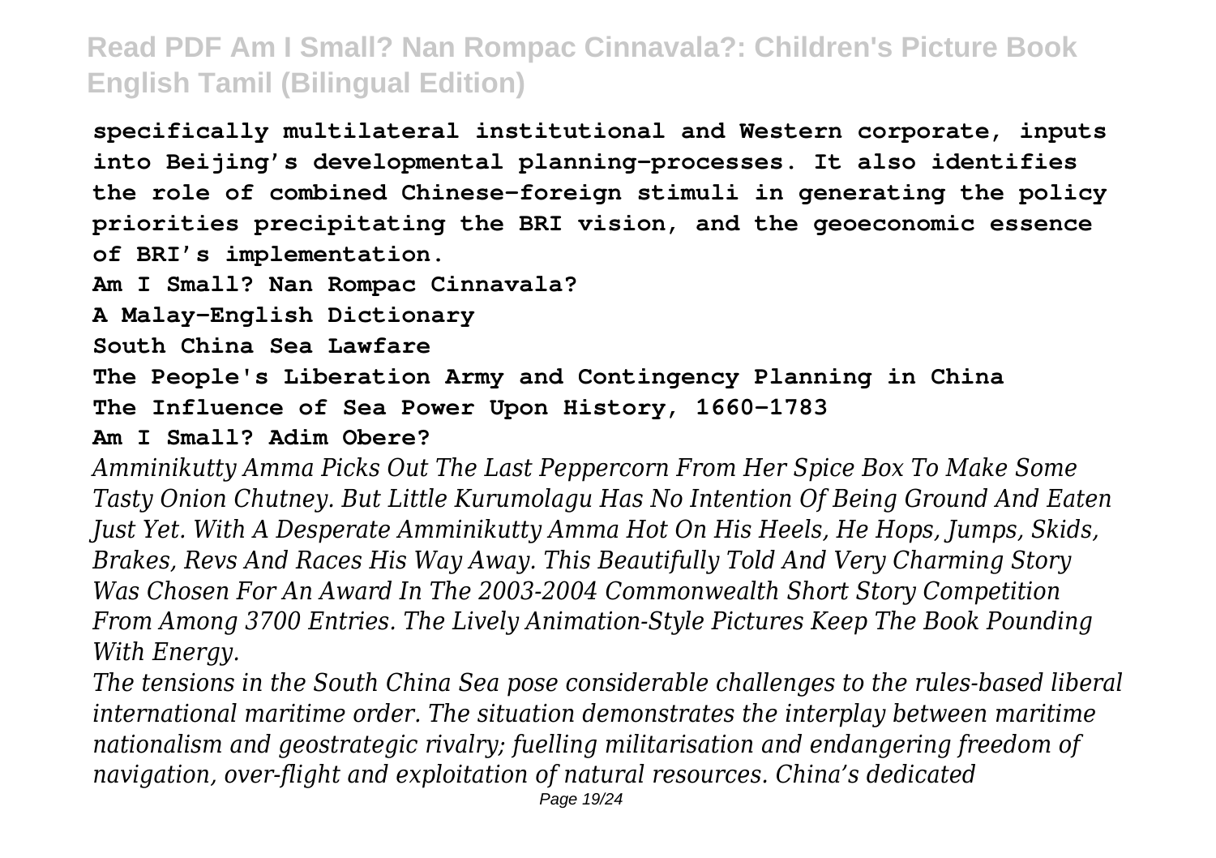**specifically multilateral institutional and Western corporate, inputs into Beijing's developmental planning-processes. It also identifies the role of combined Chinese-foreign stimuli in generating the policy priorities precipitating the BRI vision, and the geoeconomic essence of BRI's implementation.**

**Am I Small? Nan Rompac Cinnavala?**

**A Malay-English Dictionary**

**South China Sea Lawfare**

**The People's Liberation Army and Contingency Planning in China**

**The Influence of Sea Power Upon History, 1660-1783**

**Am I Small? Adim Obere?**

*Amminikutty Amma Picks Out The Last Peppercorn From Her Spice Box To Make Some Tasty Onion Chutney. But Little Kurumolagu Has No Intention Of Being Ground And Eaten Just Yet. With A Desperate Amminikutty Amma Hot On His Heels, He Hops, Jumps, Skids, Brakes, Revs And Races His Way Away. This Beautifully Told And Very Charming Story Was Chosen For An Award In The 2003-2004 Commonwealth Short Story Competition From Among 3700 Entries. The Lively Animation-Style Pictures Keep The Book Pounding With Energy.*

*The tensions in the South China Sea pose considerable challenges to the rules-based liberal international maritime order. The situation demonstrates the interplay between maritime nationalism and geostrategic rivalry; fuelling militarisation and endangering freedom of navigation, over-flight and exploitation of natural resources. China's dedicated*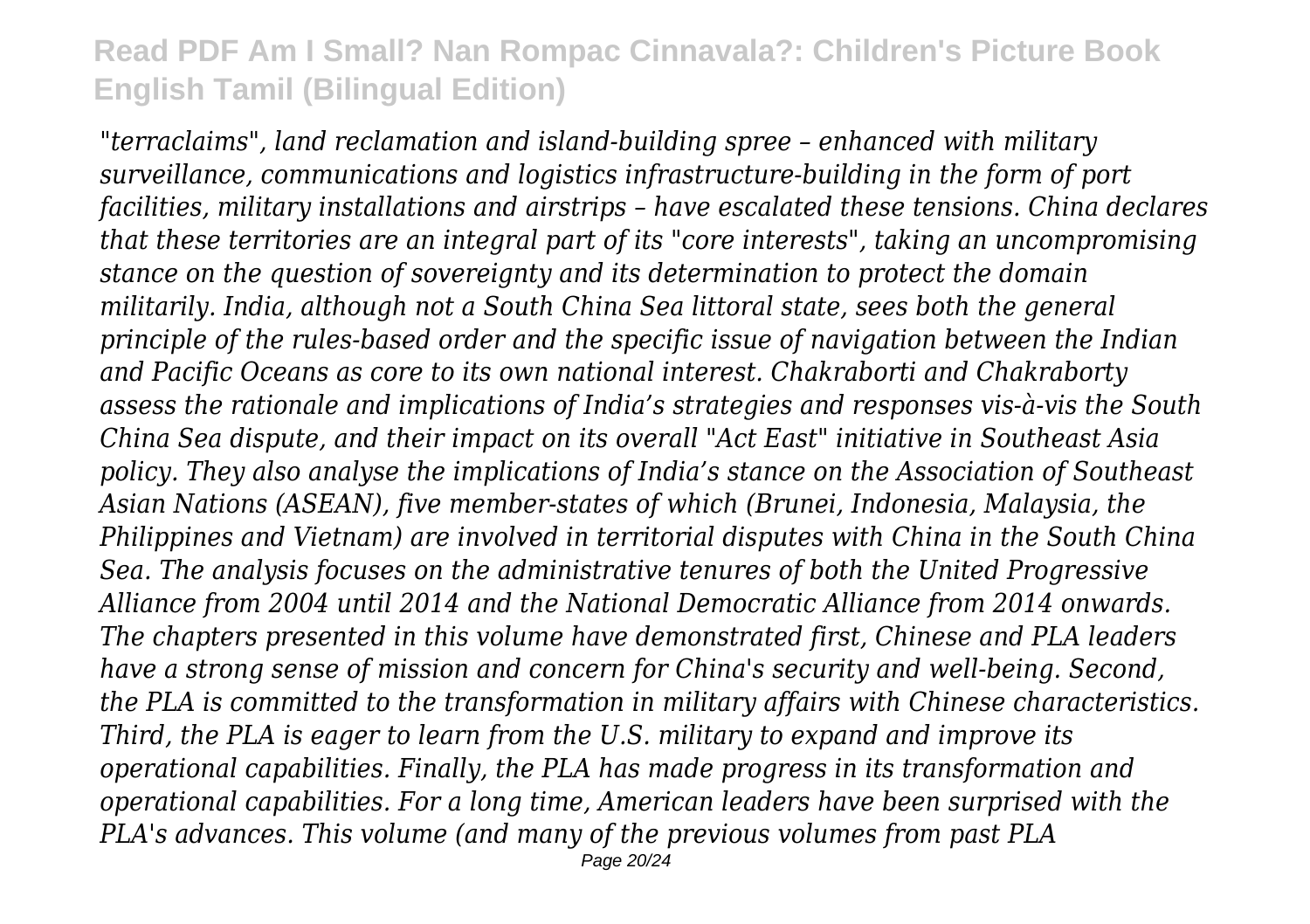*"terraclaims", land reclamation and island-building spree – enhanced with military surveillance, communications and logistics infrastructure-building in the form of port facilities, military installations and airstrips – have escalated these tensions. China declares that these territories are an integral part of its "core interests", taking an uncompromising stance on the question of sovereignty and its determination to protect the domain militarily. India, although not a South China Sea littoral state, sees both the general principle of the rules-based order and the specific issue of navigation between the Indian and Pacific Oceans as core to its own national interest. Chakraborti and Chakraborty assess the rationale and implications of India's strategies and responses vis-à-vis the South China Sea dispute, and their impact on its overall "Act East" initiative in Southeast Asia policy. They also analyse the implications of India's stance on the Association of Southeast Asian Nations (ASEAN), five member-states of which (Brunei, Indonesia, Malaysia, the Philippines and Vietnam) are involved in territorial disputes with China in the South China Sea. The analysis focuses on the administrative tenures of both the United Progressive Alliance from 2004 until 2014 and the National Democratic Alliance from 2014 onwards. The chapters presented in this volume have demonstrated first, Chinese and PLA leaders have a strong sense of mission and concern for China's security and well-being. Second, the PLA is committed to the transformation in military affairs with Chinese characteristics. Third, the PLA is eager to learn from the U.S. military to expand and improve its operational capabilities. Finally, the PLA has made progress in its transformation and operational capabilities. For a long time, American leaders have been surprised with the PLA's advances. This volume (and many of the previous volumes from past PLA*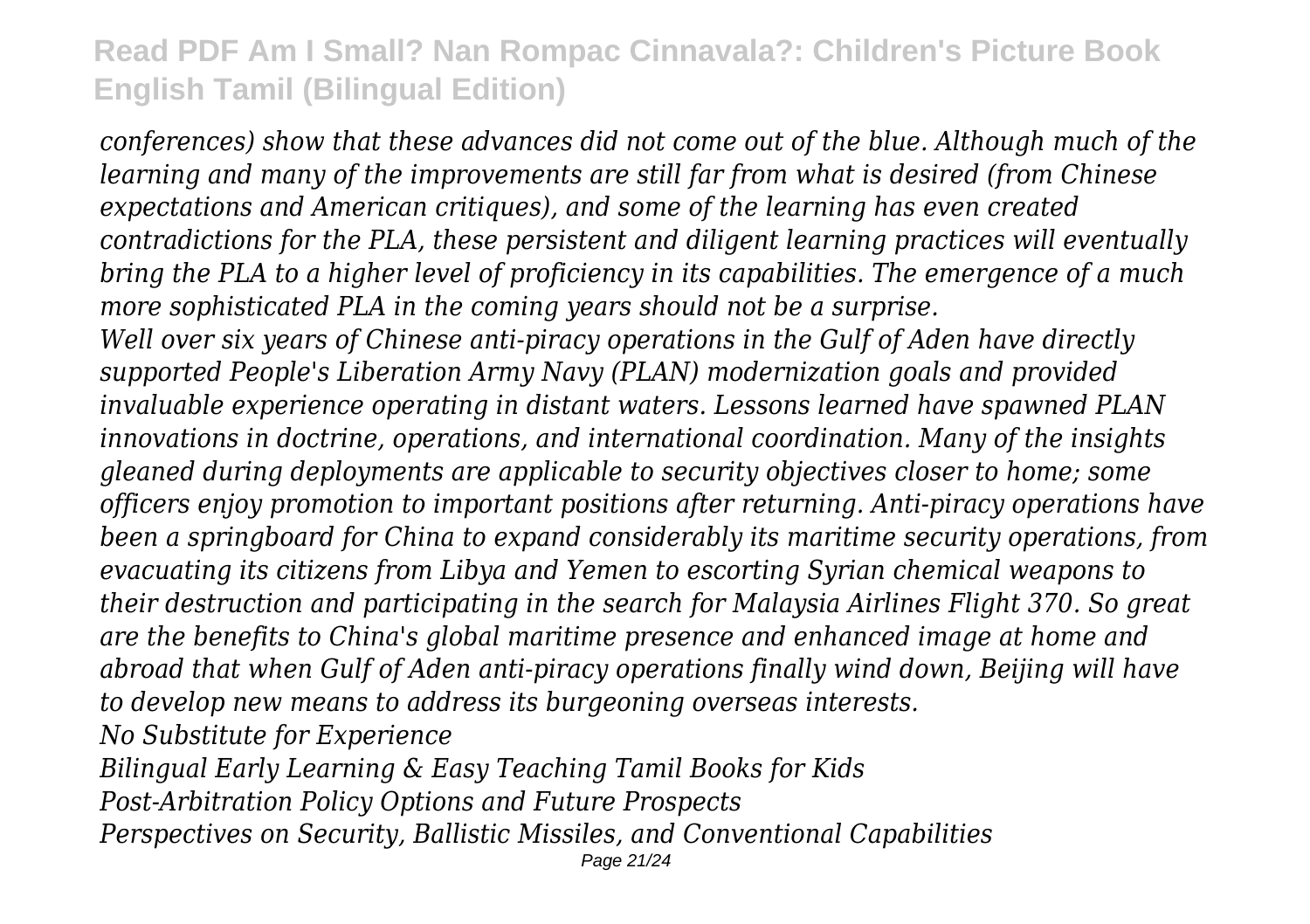*conferences) show that these advances did not come out of the blue. Although much of the learning and many of the improvements are still far from what is desired (from Chinese expectations and American critiques), and some of the learning has even created contradictions for the PLA, these persistent and diligent learning practices will eventually bring the PLA to a higher level of proficiency in its capabilities. The emergence of a much more sophisticated PLA in the coming years should not be a surprise.*

*Well over six years of Chinese anti-piracy operations in the Gulf of Aden have directly supported People's Liberation Army Navy (PLAN) modernization goals and provided invaluable experience operating in distant waters. Lessons learned have spawned PLAN innovations in doctrine, operations, and international coordination. Many of the insights gleaned during deployments are applicable to security objectives closer to home; some officers enjoy promotion to important positions after returning. Anti-piracy operations have been a springboard for China to expand considerably its maritime security operations, from evacuating its citizens from Libya and Yemen to escorting Syrian chemical weapons to their destruction and participating in the search for Malaysia Airlines Flight 370. So great are the benefits to China's global maritime presence and enhanced image at home and abroad that when Gulf of Aden anti-piracy operations finally wind down, Beijing will have to develop new means to address its burgeoning overseas interests.*

*No Substitute for Experience*

*Bilingual Early Learning & Easy Teaching Tamil Books for Kids*

*Post-Arbitration Policy Options and Future Prospects*

*Perspectives on Security, Ballistic Missiles, and Conventional Capabilities*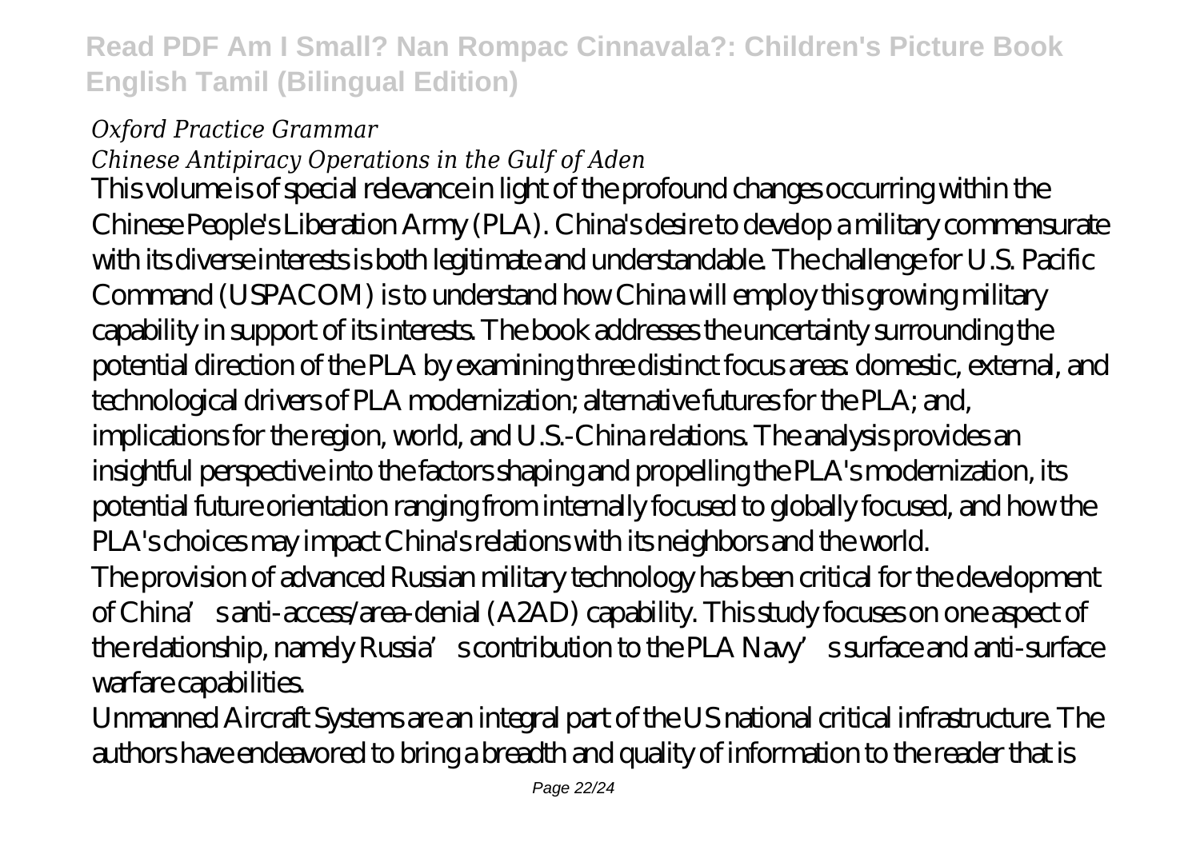*Oxford Practice Grammar*

*Chinese Antipiracy Operations in the Gulf of Aden*

This volume is of special relevance in light of the profound changes occurring within the Chinese People's Liberation Army (PLA). China's desire to develop a military commensurate with its diverse interests is both legitimate and understandable. The challenge for U.S. Pacific Command (USPACOM) is to understand how China will employ this growing military capability in support of its interests. The book addresses the uncertainty surrounding the potential direction of the PLA by examining three distinct focus areas: domestic, external, and technological drivers of PLA modernization; alternative futures for the PLA; and, implications for the region, world, and U.S.-China relations. The analysis provides an insightful perspective into the factors shaping and propelling the PLA's modernization, its potential future orientation ranging from internally focused to globally focused, and how the PLA's choices may impact China's relations with its neighbors and the world.

The provision of advanced Russian military technology has been critical for the development of China's anti-access/area-denial (A2AD) capability. This study focuses on one aspect of the relationship, namely Russia's contribution to the PLA Navy's surface and anti-surface warfare capabilities.

Unmanned Aircraft Systems are an integral part of the US national critical infrastructure. The authors have endeavored to bring a breadth and quality of information to the reader that is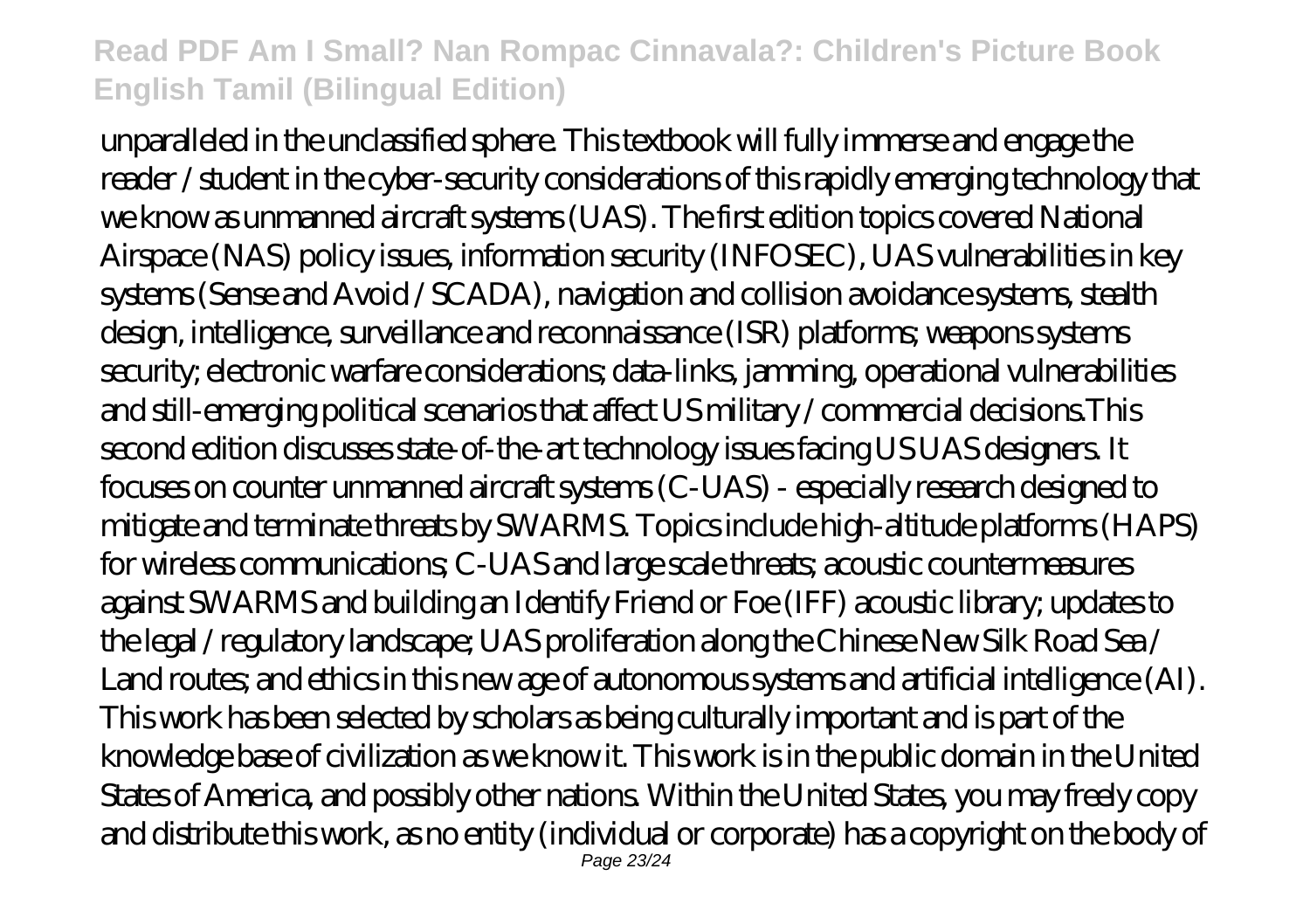unparalleled in the unclassified sphere. This textbook will fully immerse and engage the reader / student in the cyber-security considerations of this rapidly emerging technology that we know as unmanned aircraft systems (UAS). The first edition topics covered National Airspace (NAS) policy issues, information security (INFOSEC), UAS vulnerabilities in key systems (Sense and Avoid / SCADA), navigation and collision avoidance systems, stealth design, intelligence, surveillance and reconnaissance (ISR) platforms; weapons systems security; electronic warfare considerations; data-links, jamming, operational vulnerabilities and still-emerging political scenarios that affect US military / commercial decisions.This second edition discusses state-of-the-art technology issues facing US UAS designers. It focuses on counter unmanned aircraft systems (C-UAS) - especially research designed to mitigate and terminate threats by SWARMS. Topics include high-altitude platforms (HAPS) for wireless communications; C-UAS and large scale threats; acoustic countermeasures against SWARMS and building an Identify Friend or Foe (IFF) acoustic library; updates to the legal / regulatory landscape; UAS proliferation along the Chinese New Silk Road Sea / Land routes; and ethics in this new age of autonomous systems and artificial intelligence (AI). This work has been selected by scholars as being culturally important and is part of the knowledge base of civilization as we know it. This work is in the public domain in the United States of America, and possibly other nations. Within the United States, you may freely copy and distribute this work, as no entity (individual or corporate) has a copyright on the body of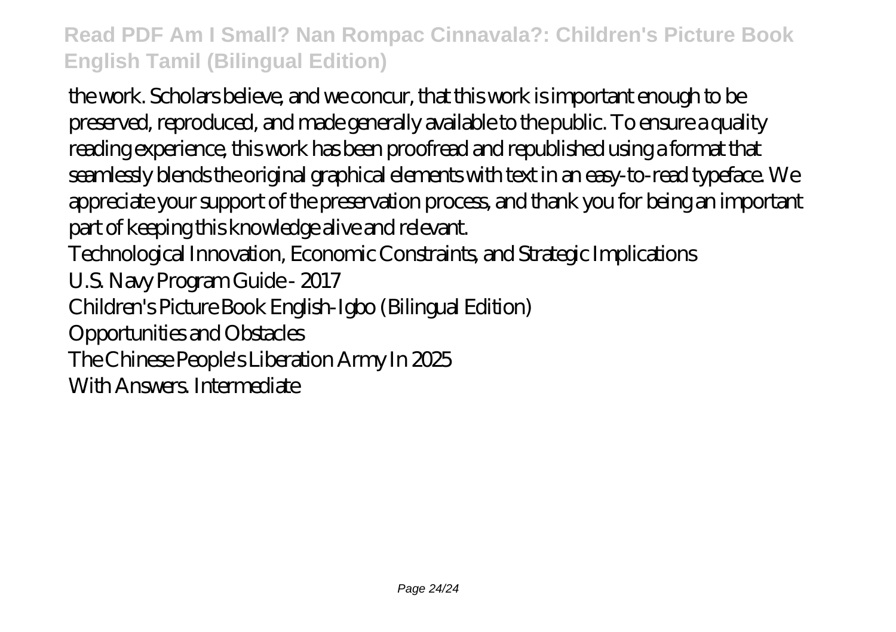the work. Scholars believe, and we concur, that this work is important enough to be preserved, reproduced, and made generally available to the public. To ensure a quality reading experience, this work has been proofread and republished using a format that seamlessly blends the original graphical elements with text in an easy-to-read typeface. We appreciate your support of the preservation process, and thank you for being an important part of keeping this knowledge alive and relevant.

Technological Innovation, Economic Constraints, and Strategic Implications

U.S. Navy Program Guide - 2017

Children's Picture Book English-Igbo (Bilingual Edition)

Opportunities and Obstacles

The Chinese People's Liberation Army In 2025

With Answers. Intermediate